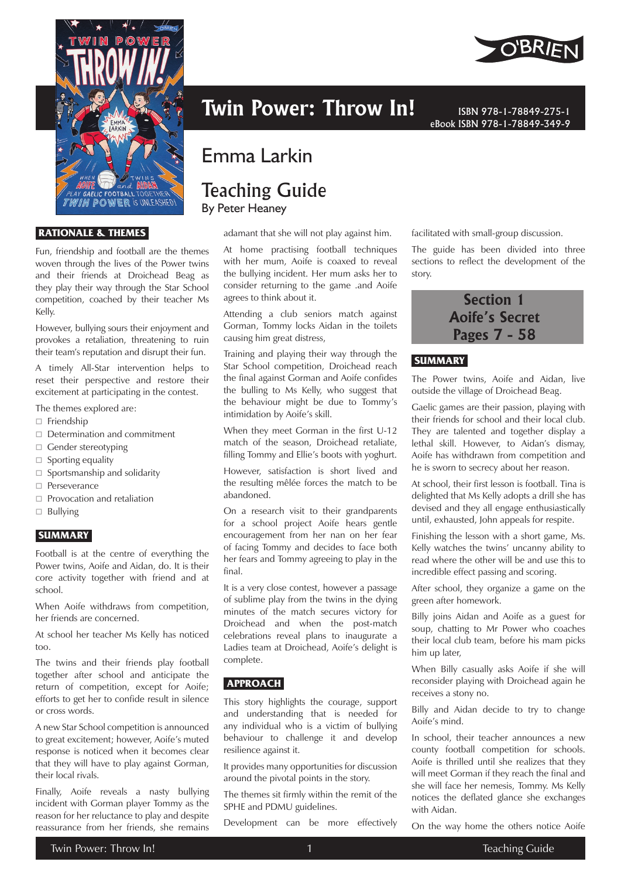# Twin Power: Throw In!

ISBN 978-1-78849-275-1
eBook ISBN 978-1-78849-349-9

## Emma Larkin

## Teaching Guide

By Peter Heaney

### RATIONALE & THEMES

Fun, friendship and football are the themes woven through the lives of the Power twins and their friends at Droichead Beag as they play their way through the Star School competition, coached by their teacher Ms Kelly.

However, bullying sours their enjoyment and provokes a retaliation, threatening to ruin their team's reputation and disrupt their fun.

A timely All-Star intervention helps to reset their perspective and restore their excitement at participating in the contest.

The themes explored are:

- Friendship
- Determination and commitment
- Gender stereotyping
- Sporting equality
- Sportsmanship and solidarity
- Perseverance
- Provocation and retaliation
- Bullying

### SUMMARY

Football is at the centre of everything the Power twins, Aoife and Aidan, do. It is their core activity together with friend and at school.

When Aoife withdraws from competition, her friends are concerned.

At school her teacher Ms Kelly has noticed too.

The twins and their friends play football together after school and anticipate the return of competition, except for Aoife; efforts to get her to confide result in silence or cross words.

A new Star School competition is announced to great excitement; however, Aoife's muted response is noticed when it becomes clear that they will have to play against Gorman, their local rivals.

Finally, Aoife reveals a nasty bullying incident with Gorman player Tommy as the reason for her reluctance to play and despite reassurance from her friends, she remains adamant that she will not play against him.

At home practising football techniques with her mum, Aoife is coaxed to reveal the bullying incident. Her mum asks her to consider returning to the game .and Aoife agrees to think about it.

Attending a club seniors match against Gorman, Tommy locks Aidan in the toilets causing him great distress,

Training and playing their way through the Star School competition, Droichead reach the final against Gorman and Aoife confides the bulling to Ms Kelly, who suggest that the behaviour might be due to Tommy's intimidation by Aoife's skill.

When they meet Gorman in the first U-12 match of the season, Droichead retaliate, filling Tommy and Ellie's boots with yoghurt.

However, satisfaction is short lived and the resulting mêlée forces the match to be abandoned.

On a research visit to their grandparents for a school project Aoife hears gentle encouragement from her nan on her fear of facing Tommy and decides to face both her fears and Tommy agreeing to play in the final.

It is a very close contest, however a passage of sublime play from the twins in the dying minutes of the match secures victory for Droichead and when the post-match celebrations reveal plans to inaugurate a Ladies team at Droichead, Aoife's delight is complete.

### APPROACH

This story highlights the courage, support and understanding that is needed for any individual who is a victim of bullying behaviour to challenge it and develop resilience against it.

It provides many opportunities for discussion around the pivotal points in the story.

The themes sit firmly within the remit of the SPHE and PDMU guidelines.

Development can be more effectively facilitated with small-group discussion.

The guide has been divided into three sections to reflect the development of the story.

## Section 1
## Aoife's Secret
## Pages 7 - 58

### SUMMARY

The Power twins, Aoife and Aidan, live outside the village of Droichead Beag.

Gaelic games are their passion, playing with their friends for school and their local club. They are talented and together display a lethal skill. However, to Aidan's dismay, Aoife has withdrawn from competition and he is sworn to secrecy about her reason.

At school, their first lesson is football. Tina is delighted that Ms Kelly adopts a drill she has devised and they all engage enthusiastically until, exhausted, John appeals for respite.

Finishing the lesson with a short game, Ms. Kelly watches the twins' uncanny ability to read where the other will be and use this to incredible effect passing and scoring.

After school, they organize a game on the green after homework.

Billy joins Aidan and Aoife as a guest for soup, chatting to Mr Power who coaches their local club team, before his mam picks him up later,

When Billy casually asks Aoife if she will reconsider playing with Droichead again he receives a stony no.

Billy and Aidan decide to try to change Aoife's mind.

In school, their teacher announces a new county football competition for schools. Aoife is thrilled until she realizes that they will meet Gorman if they reach the final and she will face her nemesis, Tommy. Ms Kelly notices the deflated glance she exchanges with Aidan.

On the way home the others notice Aoife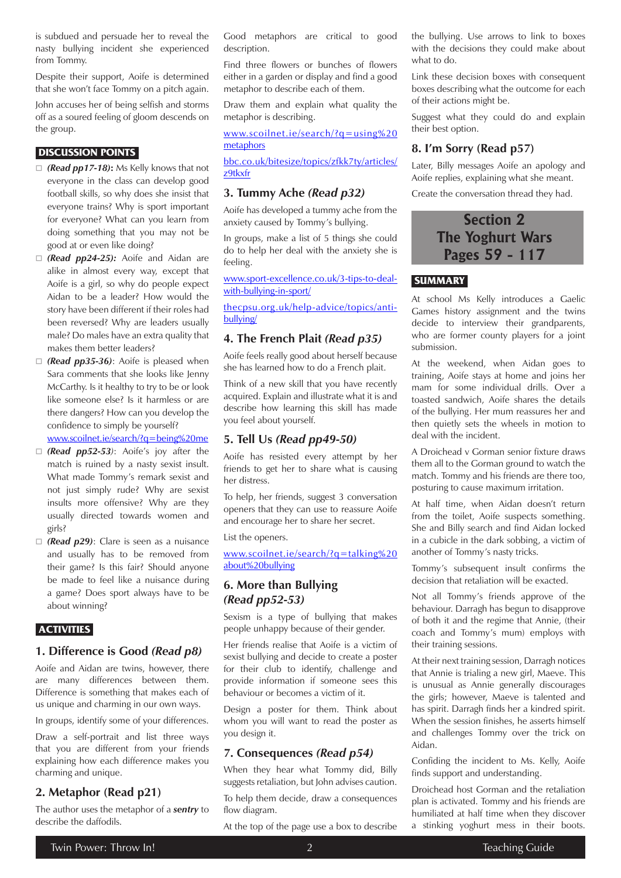is subdued and persuade her to reveal the nasty bullying incident she experienced from Tommy.

Despite their support, Aoife is determined that she won't face Tommy on a pitch again.

John accuses her of being selfish and storms off as a soured feeling of gloom descends on the group.

## DISCUSSION POINTS

- ◻ ***(Read pp17-18)*:** Ms Kelly knows that not everyone in the class can develop good football skills, so why does she insist that everyone trains? Why is sport important for everyone? What can you learn from doing something that you may not be good at or even like doing?
- ◻ ***(Read pp24-25):*** Aoife and Aidan are alike in almost every way, except that Aoife is a girl, so why do people expect Aidan to be a leader? How would the story have been different if their roles had been reversed? Why are leaders usually male? Do males have an extra quality that makes them better leaders?
- ◻ ***(Read pp35-36)***: Aoife is pleased when Sara comments that she looks like Jenny McCarthy. Is it healthy to try to be or look like someone else? Is it harmless or are there dangers? How can you develop the confidence to simply be yourself? www.scoilnet.ie/search/?q=being%20me
- ◻ ***(Read pp52-53)***: Aoife's joy after the match is ruined by a nasty sexist insult. What made Tommy's remark sexist and not just simply rude? Why are sexist insults more offensive? Why are they usually directed towards women and girls?
- ◻ ***(Read p29)***: Clare is seen as a nuisance and usually has to be removed from their game? Is this fair? Should anyone be made to feel like a nuisance during a game? Does sport always have to be about winning?

## ACTIVITIES

### 1. Difference is Good *(Read p8)*

Aoife and Aidan are twins, however, there are many differences between them. Difference is something that makes each of us unique and charming in our own ways.

In groups, identify some of your differences.

Draw a self-portrait and list three ways that you are different from your friends explaining how each difference makes you charming and unique.

### 2. Metaphor (Read p21)

The author uses the metaphor of a ***sentry*** to describe the daffodils.

Good metaphors are critical to good description.

Find three flowers or bunches of flowers either in a garden or display and find a good metaphor to describe each of them.

Draw them and explain what quality the metaphor is describing.

www.scoilnet.ie/search/?q=using%20metaphors

bbc.co.uk/bitesize/topics/zfkk7ty/articles/z9tkxfr

### 3. Tummy Ache *(Read p32)*

Aoife has developed a tummy ache from the anxiety caused by Tommy's bullying.

In groups, make a list of 5 things she could do to help her deal with the anxiety she is feeling.

www.sport-excellence.co.uk/3-tips-to-deal-with-bullying-in-sport/

thecpsu.org.uk/help-advice/topics/anti-bullying/

### 4. The French Plait *(Read p35)*

Aoife feels really good about herself because she has learned how to do a French plait.

Think of a new skill that you have recently acquired. Explain and illustrate what it is and describe how learning this skill has made you feel about yourself.

### 5. Tell Us *(Read pp49-50)*

Aoife has resisted every attempt by her friends to get her to share what is causing her distress.

To help, her friends, suggest 3 conversation openers that they can use to reassure Aoife and encourage her to share her secret.

List the openers.

www.scoilnet.ie/search/?q=talking%20about%20bullying

### 6. More than Bullying *(Read pp52-53)*

Sexism is a type of bullying that makes people unhappy because of their gender.

Her friends realise that Aoife is a victim of sexist bullying and decide to create a poster for their club to identify, challenge and provide information if someone sees this behaviour or becomes a victim of it.

Design a poster for them. Think about whom you will want to read the poster as you design it.

### 7. Consequences *(Read p54)*

When they hear what Tommy did, Billy suggests retaliation, but John advises caution.

To help them decide, draw a consequences flow diagram.

At the top of the page use a box to describe the bullying. Use arrows to link to boxes with the decisions they could make about what to do.

Link these decision boxes with consequent boxes describing what the outcome for each of their actions might be.

Suggest what they could do and explain their best option.

### 8. I'm Sorry (Read p57)

Later, Billy messages Aoife an apology and Aoife replies, explaining what she meant.

Create the conversation thread they had.

# Section 2
# The Yoghurt Wars
# Pages 59 - 117

## SUMMARY

At school Ms Kelly introduces a Gaelic Games history assignment and the twins decide to interview their grandparents, who are former county players for a joint submission.

At the weekend, when Aidan goes to training, Aoife stays at home and joins her mam for some individual drills. Over a toasted sandwich, Aoife shares the details of the bullying. Her mum reassures her and then quietly sets the wheels in motion to deal with the incident.

A Droichead v Gorman senior fixture draws them all to the Gorman ground to watch the match. Tommy and his friends are there too, posturing to cause maximum irritation.

At half time, when Aidan doesn't return from the toilet, Aoife suspects something. She and Billy search and find Aidan locked in a cubicle in the dark sobbing, a victim of another of Tommy's nasty tricks.

Tommy's subsequent insult confirms the decision that retaliation will be exacted.

Not all Tommy's friends approve of the behaviour. Darragh has begun to disprove of both it and the regime that Annie, (their coach and Tommy's mum) employs with their training sessions.

At their next training session, Darragh notices that Annie is trialing a new girl, Maeve. This is unusual as Annie generally discourages the girls; however, Maeve is talented and has spirit. Darragh finds her a kindred spirit. When the session finishes, he asserts himself and challenges Tommy over the trick on Aidan.

Confiding the incident to Ms. Kelly, Aoife finds support and understanding.

Droichead host Gorman and the retaliation plan is activated. Tommy and his friends are humiliated at half time when they discover a stinking yoghurt mess in their boots.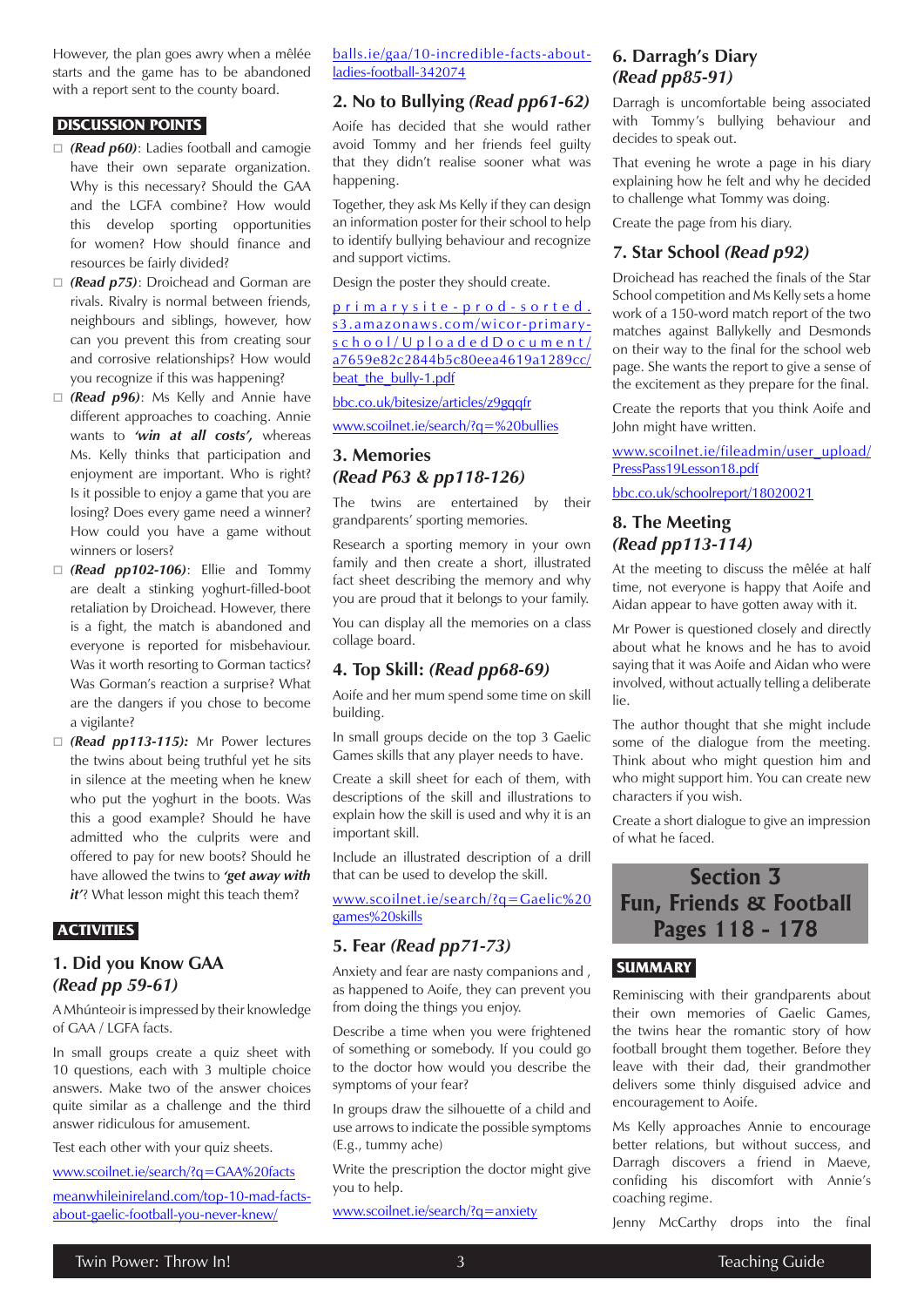However, the plan goes awry when a mêlée starts and the game has to be abandoned with a report sent to the county board.

## DISCUSSION POINTS

- ***(Read p60)***: Ladies football and camogie have their own separate organization. Why is this necessary? Should the GAA and the LGFA combine? How would this develop sporting opportunities for women? How should finance and resources be fairly divided?
- ***(Read p75)***: Droichead and Gorman are rivals. Rivalry is normal between friends, neighbours and siblings, however, how can you prevent this from creating sour and corrosive relationships? How would you recognize if this was happening?
- ***(Read p96)***: Ms Kelly and Annie have different approaches to coaching. Annie wants to ***'win at all costs',*** whereas Ms. Kelly thinks that participation and enjoyment are important. Who is right? Is it possible to enjoy a game that you are losing? Does every game need a winner? How could you have a game without winners or losers?
- ***(Read pp102-106)***: Ellie and Tommy are dealt a stinking yoghurt-filled-boot retaliation by Droichead. However, there is a fight, the match is abandoned and everyone is reported for misbehaviour. Was it worth resorting to Gorman tactics? Was Gorman's reaction a surprise? What are the dangers if you chose to become a vigilante?
- ***(Read pp113-115):*** Mr Power lectures the twins about being truthful yet he sits in silence at the meeting when he knew who put the yoghurt in the boots. Was this a good example? Should he have admitted who the culprits were and offered to pay for new boots? Should he have allowed the twins to ***'get away with it'***? What lesson might this teach them?

## ACTIVITIES

### 1. Did you Know GAA *(Read pp 59-61)*

A Mhúnteoir is impressed by their knowledge of GAA / LGFA facts.

In small groups create a quiz sheet with 10 questions, each with 3 multiple choice answers. Make two of the answer choices quite similar as a challenge and the third answer ridiculous for amusement.

Test each other with your quiz sheets.

www.scoilnet.ie/search/?q=GAA%20facts

meanwhileinireland.com/top-10-mad-facts-about-gaelic-football-you-never-knew/

balls.ie/gaa/10-incredible-facts-about-ladies-football-342074

### 2. No to Bullying *(Read pp61-62)*

Aoife has decided that she would rather avoid Tommy and her friends feel guilty that they didn't realise sooner what was happening.

Together, they ask Ms Kelly if they can design an information poster for their school to help to identify bullying behaviour and recognize and support victims.

Design the poster they should create.

primarysite-prod-sorted.s3.amazonaws.com/wicor-primary-school/UploadedDocument/a7659e82c2844b5c80eea4619a1289cc/beat_the_bully-1.pdf

bbc.co.uk/bitesize/articles/z9gqqfr

www.scoilnet.ie/search/?q=%20bullies

### 3. Memories *(Read P63 & pp118-126)*

The twins are entertained by their grandparents' sporting memories.

Research a sporting memory in your own family and then create a short, illustrated fact sheet describing the memory and why you are proud that it belongs to your family.

You can display all the memories on a class collage board.

### 4. Top Skill: *(Read pp68-69)*

Aoife and her mum spend some time on skill building.

In small groups decide on the top 3 Gaelic Games skills that any player needs to have.

Create a skill sheet for each of them, with descriptions of the skill and illustrations to explain how the skill is used and why it is an important skill.

Include an illustrated description of a drill that can be used to develop the skill.

www.scoilnet.ie/search/?q=Gaelic%20games%20skills

### 5. Fear *(Read pp71-73)*

Anxiety and fear are nasty companions and , as happened to Aoife, they can prevent you from doing the things you enjoy.

Describe a time when you were frightened of something or somebody. If you could go to the doctor how would you describe the symptoms of your fear?

In groups draw the silhouette of a child and use arrows to indicate the possible symptoms (E.g., tummy ache)

Write the prescription the doctor might give you to help.

www.scoilnet.ie/search/?q=anxiety

### 6. Darragh's Diary *(Read pp85-91)*

Darragh is uncomfortable being associated with Tommy's bullying behaviour and decides to speak out.

That evening he wrote a page in his diary explaining how he felt and why he decided to challenge what Tommy was doing.

Create the page from his diary.

### 7. Star School *(Read p92)*

Droichead has reached the finals of the Star School competition and Ms Kelly sets a home work of a 150-word match report of the two matches against Ballykelly and Desmonds on their way to the final for the school web page. She wants the report to give a sense of the excitement as they prepare for the final.

Create the reports that you think Aoife and John might have written.

www.scoilnet.ie/fileadmin/user_upload/PressPass19Lesson18.pdf

bbc.co.uk/schoolreport/18020021

### 8. The Meeting *(Read pp113-114)*

At the meeting to discuss the mêlée at half time, not everyone is happy that Aoife and Aidan appear to have gotten away with it.

Mr Power is questioned closely and directly about what he knows and he has to avoid saying that it was Aoife and Aidan who were involved, without actually telling a deliberate lie.

The author thought that she might include some of the dialogue from the meeting. Think about who might question him and who might support him. You can create new characters if you wish.

Create a short dialogue to give an impression of what he faced.

# Section 3 Fun, Friends & Football Pages 118 - 178

## SUMMARY

Reminiscing with their grandparents about their own memories of Gaelic Games, the twins hear the romantic story of how football brought them together. Before they leave with their dad, their grandmother delivers some thinly disguised advice and encouragement to Aoife.

Ms Kelly approaches Annie to encourage better relations, but without success, and Darragh discovers a friend in Maeve, confiding his discomfort with Annie's coaching regime.

Jenny McCarthy drops into the final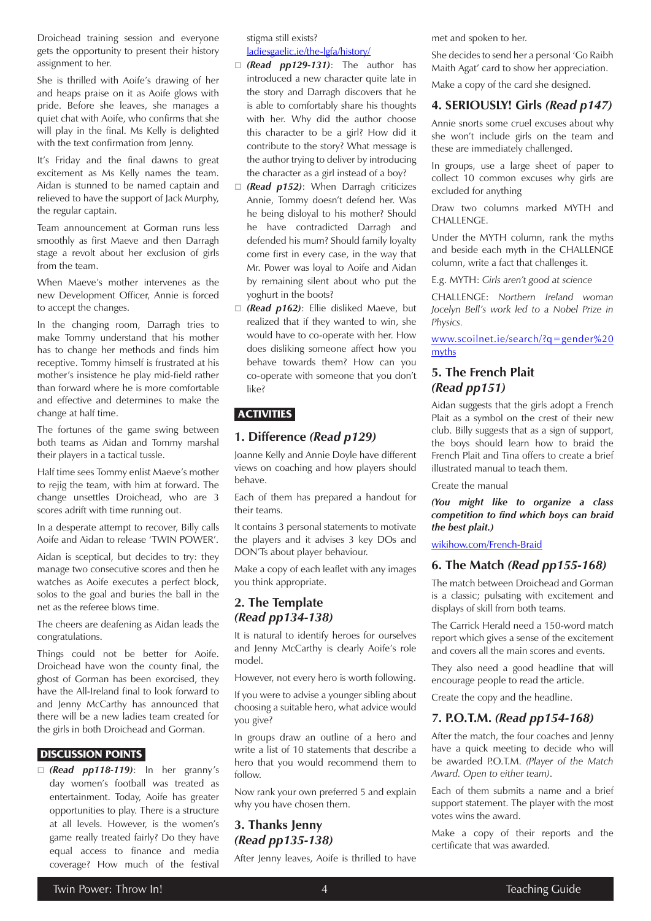Droichead training session and everyone gets the opportunity to present their history assignment to her.

She is thrilled with Aoife's drawing of her and heaps praise on it as Aoife glows with pride. Before she leaves, she manages a quiet chat with Aoife, who confirms that she will play in the final. Ms Kelly is delighted with the text confirmation from Jenny.

It's Friday and the final dawns to great excitement as Ms Kelly names the team. Aidan is stunned to be named captain and relieved to have the support of Jack Murphy, the regular captain.

Team announcement at Gorman runs less smoothly as first Maeve and then Darragh stage a revolt about her exclusion of girls from the team.

When Maeve's mother intervenes as the new Development Officer, Annie is forced to accept the changes.

In the changing room, Darragh tries to make Tommy understand that his mother has to change her methods and finds him receptive. Tommy himself is frustrated at his mother's insistence he play mid-field rather than forward where he is more comfortable and effective and determines to make the change at half time.

The fortunes of the game swing between both teams as Aidan and Tommy marshal their players in a tactical tussle.

Half time sees Tommy enlist Maeve's mother to rejig the team, with him at forward. The change unsettles Droichead, who are 3 scores adrift with time running out.

In a desperate attempt to recover, Billy calls Aoife and Aidan to release 'TWIN POWER'.

Aidan is sceptical, but decides to try: they manage two consecutive scores and then he watches as Aoife executes a perfect block, solos to the goal and buries the ball in the net as the referee blows time.

The cheers are deafening as Aidan leads the congratulations.

Things could not be better for Aoife. Droichead have won the county final, the ghost of Gorman has been exorcised, they have the All-Ireland final to look forward to and Jenny McCarthy has announced that there will be a new ladies team created for the girls in both Droichead and Gorman.

## DISCUSSION POINTS

- ***(Read pp118-119)***: In her granny's day women's football was treated as entertainment. Today, Aoife has greater opportunities to play. There is a structure at all levels. However, is the women's game really treated fairly? Do they have equal access to finance and media coverage? How much of the festival stigma still exists? ladiesgaelic.ie/the-lgfa/history/
- ***(Read pp129-131)***: The author has introduced a new character quite late in the story and Darragh discovers that he is able to comfortably share his thoughts with her. Why did the author choose this character to be a girl? How did it contribute to the story? What message is the author trying to deliver by introducing the character as a girl instead of a boy?
- ***(Read p152)***: When Darragh criticizes Annie, Tommy doesn't defend her. Was he being disloyal to his mother? Should he have contradicted Darragh and defended his mum? Should family loyalty come first in every case, in the way that Mr. Power was loyal to Aoife and Aidan by remaining silent about who put the yoghurt in the boots?
- ***(Read p162)***: Ellie disliked Maeve, but realized that if they wanted to win, she would have to co-operate with her. How does disliking someone affect how you behave towards them? How can you co-operate with someone that you don't like?

## ACTIVITIES

### 1. Difference *(Read p129)*

Joanne Kelly and Annie Doyle have different views on coaching and how players should behave.

Each of them has prepared a handout for their teams.

It contains 3 personal statements to motivate the players and it advises 3 key DOs and DON'Ts about player behaviour.

Make a copy of each leaflet with any images you think appropriate.

### 2. The Template *(Read pp134-138)*

It is natural to identify heroes for ourselves and Jenny McCarthy is clearly Aoife's role model.

However, not every hero is worth following.

If you were to advise a younger sibling about choosing a suitable hero, what advice would you give?

In groups draw an outline of a hero and write a list of 10 statements that describe a hero that you would recommend them to follow.

Now rank your own preferred 5 and explain why you have chosen them.

### 3. Thanks Jenny *(Read pp135-138)*

After Jenny leaves, Aoife is thrilled to have met and spoken to her.

She decides to send her a personal 'Go Raibh Maith Agat' card to show her appreciation.

Make a copy of the card she designed.

### 4. SERIOUSLY! Girls *(Read p147)*

Annie snorts some cruel excuses about why she won't include girls on the team and these are immediately challenged.

In groups, use a large sheet of paper to collect 10 common excuses why girls are excluded for anything

Draw two columns marked MYTH and CHALLENGE.

Under the MYTH column, rank the myths and beside each myth in the CHALLENGE column, write a fact that challenges it.

E.g. MYTH: *Girls aren't good at science*

CHALLENGE: *Northern Ireland woman Jocelyn Bell's work led to a Nobel Prize in Physics.*

www.scoilnet.ie/search/?q=gender%20myths

### 5. The French Plait *(Read pp151)*

Aidan suggests that the girls adopt a French Plait as a symbol on the crest of their new club. Billy suggests that as a sign of support, the boys should learn how to braid the French Plait and Tina offers to create a brief illustrated manual to teach them.

Create the manual

***(You might like to organize a class competition to find which boys can braid the best plait.)***

wikihow.com/French-Braid

### 6. The Match *(Read pp155-168)*

The match between Droichead and Gorman is a classic; pulsating with excitement and displays of skill from both teams.

The Carrick Herald need a 150-word match report which gives a sense of the excitement and covers all the main scores and events.

They also need a good headline that will encourage people to read the article.

Create the copy and the headline.

### 7. P.O.T.M. *(Read pp154-168)*

After the match, the four coaches and Jenny have a quick meeting to decide who will be awarded P.O.T.M. *(Player of the Match Award. Open to either team)*.

Each of them submits a name and a brief support statement. The player with the most votes wins the award.

Make a copy of their reports and the certificate that was awarded.